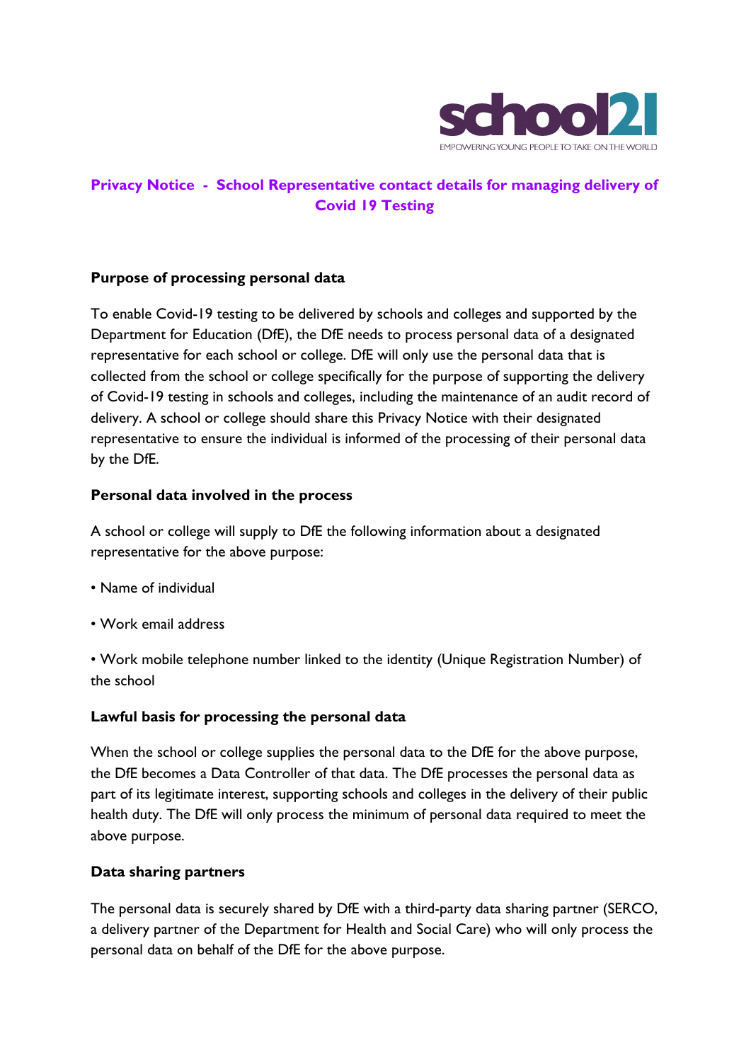school21

EMPOWERING YOUNG PEOPLE TO TAKE ON THE WORLD

# Privacy Notice - School Representative contact details for managing delivery of Covid 19 Testing

### Purpose of processing personal data

To enable Covid-19 testing to be delivered by schools and colleges and supported by the Department for Education (DfE), the DfE needs to process personal data of a designated representative for each school or college. DfE will only use the personal data that is collected from the school or college specifically for the purpose of supporting the delivery of Covid-19 testing in schools and colleges, including the maintenance of an audit record of delivery. A school or college should share this Privacy Notice with their designated representative to ensure the individual is informed of the processing of their personal data by the DfE.

### Personal data involved in the process

A school or college will supply to DfE the following information about a designated representative for the above purpose:

- Name of individual
- Work email address
- Work mobile telephone number linked to the identity (Unique Registration Number) of the school

### Lawful basis for processing the personal data

When the school or college supplies the personal data to the DfE for the above purpose, the DfE becomes a Data Controller of that data. The DfE processes the personal data as part of its legitimate interest, supporting schools and colleges in the delivery of their public health duty. The DfE will only process the minimum of personal data required to meet the above purpose.

### Data sharing partners

The personal data is securely shared by DfE with a third-party data sharing partner (SERCO, a delivery partner of the Department for Health and Social Care) who will only process the personal data on behalf of the DfE for the above purpose.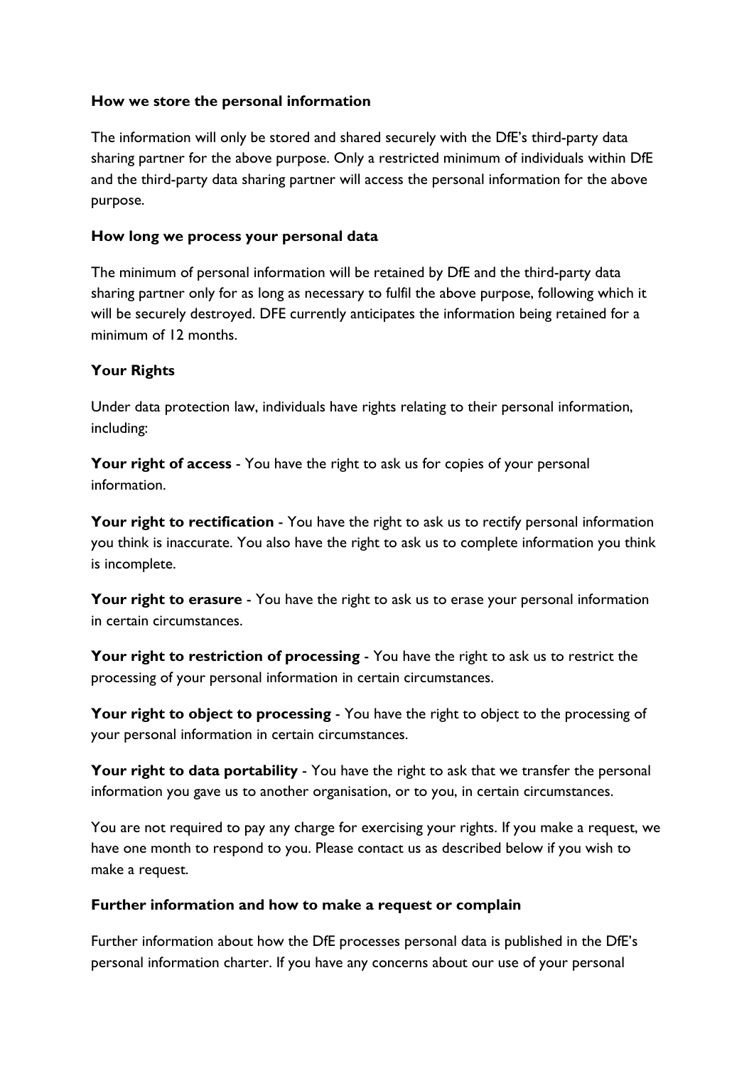**How we store the personal information**

The information will only be stored and shared securely with the DfE's third-party data sharing partner for the above purpose. Only a restricted minimum of individuals within DfE and the third-party data sharing partner will access the personal information for the above purpose.

**How long we process your personal data**

The minimum of personal information will be retained by DfE and the third-party data sharing partner only for as long as necessary to fulfil the above purpose, following which it will be securely destroyed. DFE currently anticipates the information being retained for a minimum of 12 months.

**Your Rights**

Under data protection law, individuals have rights relating to their personal information, including:

**Your right of access** - You have the right to ask us for copies of your personal information.

**Your right to rectification** - You have the right to ask us to rectify personal information you think is inaccurate. You also have the right to ask us to complete information you think is incomplete.

**Your right to erasure** - You have the right to ask us to erase your personal information in certain circumstances.

**Your right to restriction of processing** - You have the right to ask us to restrict the processing of your personal information in certain circumstances.

**Your right to object to processing** - You have the right to object to the processing of your personal information in certain circumstances.

**Your right to data portability** - You have the right to ask that we transfer the personal information you gave us to another organisation, or to you, in certain circumstances.

You are not required to pay any charge for exercising your rights. If you make a request, we have one month to respond to you. Please contact us as described below if you wish to make a request.

**Further information and how to make a request or complain**

Further information about how the DfE processes personal data is published in the DfE's personal information charter. If you have any concerns about our use of your personal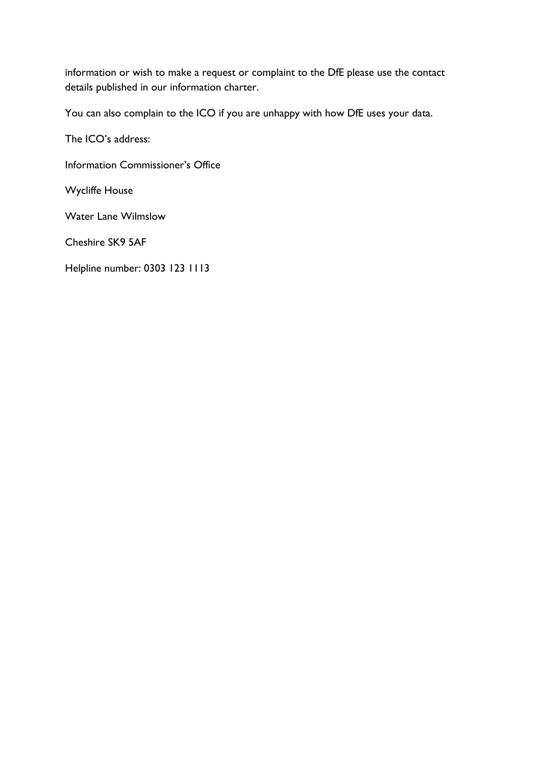information or wish to make a request or complaint to the DfE please use the contact details published in our information charter.

You can also complain to the ICO if you are unhappy with how DfE uses your data.

The ICO's address:

Information Commissioner's Office

Wycliffe House

Water Lane Wilmslow

Cheshire SK9 5AF

Helpline number: 0303 123 1113